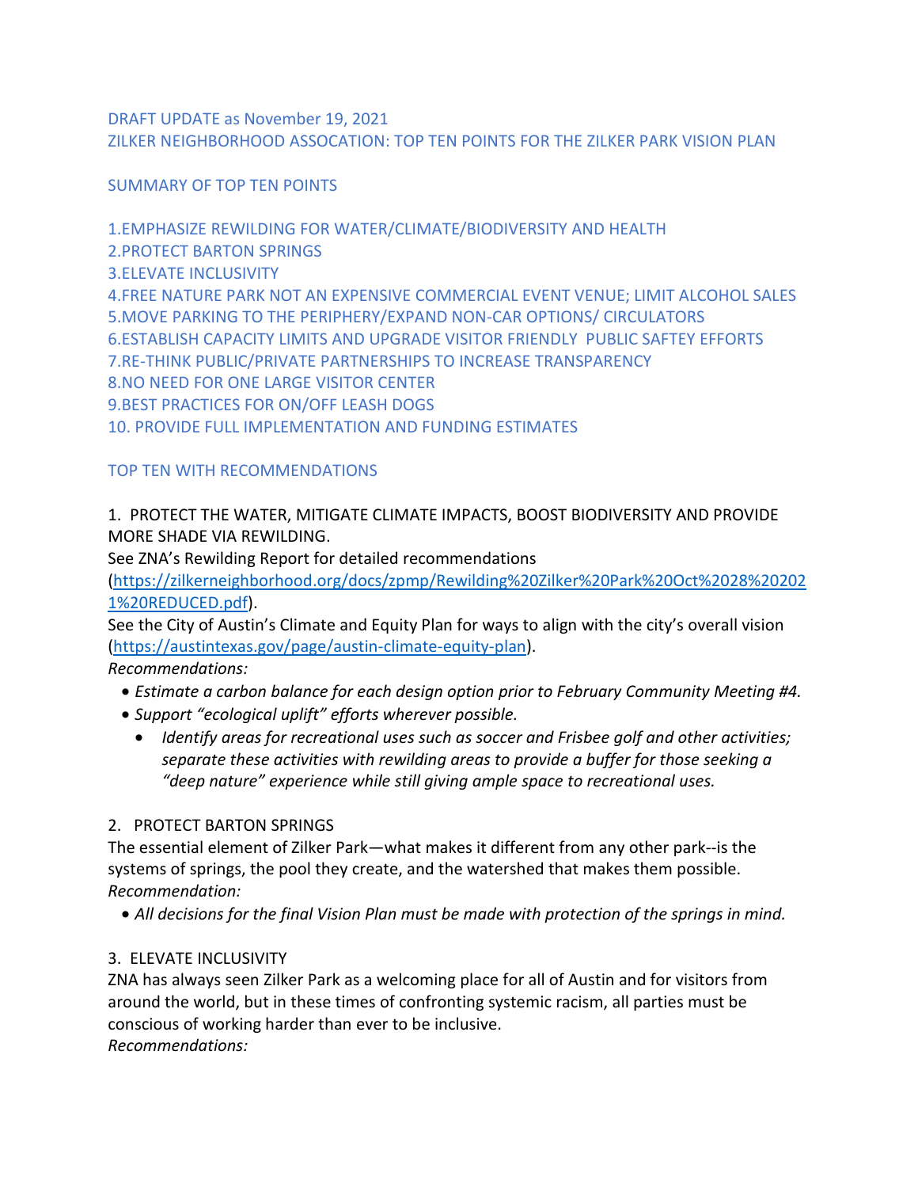DRAFT UPDATE as November 19, 2021

ZILKER NEIGHBORHOOD ASSOCATION: TOP TEN POINTS FOR THE ZILKER PARK VISION PLAN

## SUMMARY OF TOP TEN POINTS

1.EMPHASIZE REWILDING FOR WATER/CLIMATE/BIODIVERSITY AND HEALTH
2.PROTECT BARTON SPRINGS
3.ELEVATE INCLUSIVITY
4.FREE NATURE PARK NOT AN EXPENSIVE COMMERCIAL EVENT VENUE; LIMIT ALCOHOL SALES
5.MOVE PARKING TO THE PERIPHERY/EXPAND NON-CAR OPTIONS/ CIRCULATORS
6.ESTABLISH CAPACITY LIMITS AND UPGRADE VISITOR FRIENDLY PUBLIC SAFTEY EFFORTS
7.RE-THINK PUBLIC/PRIVATE PARTNERSHIPS TO INCREASE TRANSPARENCY
8.NO NEED FOR ONE LARGE VISITOR CENTER
9.BEST PRACTICES FOR ON/OFF LEASH DOGS
10. PROVIDE FULL IMPLEMENTATION AND FUNDING ESTIMATES

## TOP TEN WITH RECOMMENDATIONS

### 1. PROTECT THE WATER, MITIGATE CLIMATE IMPACTS, BOOST BIODIVERSITY AND PROVIDE MORE SHADE VIA REWILDING.

See ZNA's Rewilding Report for detailed recommendations (https://zilkerneighborhood.org/docs/zpmp/Rewilding%20Zilker%20Park%20Oct%2028%202021%20REDUCED.pdf).

See the City of Austin's Climate and Equity Plan for ways to align with the city's overall vision (https://austintexas.gov/page/austin-climate-equity-plan).

*Recommendations:*

- *Estimate a carbon balance for each design option prior to February Community Meeting #4.*
- *Support "ecological uplift" efforts wherever possible.*
  - *Identify areas for recreational uses such as soccer and Frisbee golf and other activities; separate these activities with rewilding areas to provide a buffer for those seeking a "deep nature" experience while still giving ample space to recreational uses.*

### 2. PROTECT BARTON SPRINGS

The essential element of Zilker Park—what makes it different from any other park--is the systems of springs, the pool they create, and the watershed that makes them possible.

*Recommendation:*

- *All decisions for the final Vision Plan must be made with protection of the springs in mind.*

### 3. ELEVATE INCLUSIVITY

ZNA has always seen Zilker Park as a welcoming place for all of Austin and for visitors from around the world, but in these times of confronting systemic racism, all parties must be conscious of working harder than ever to be inclusive.

*Recommendations:*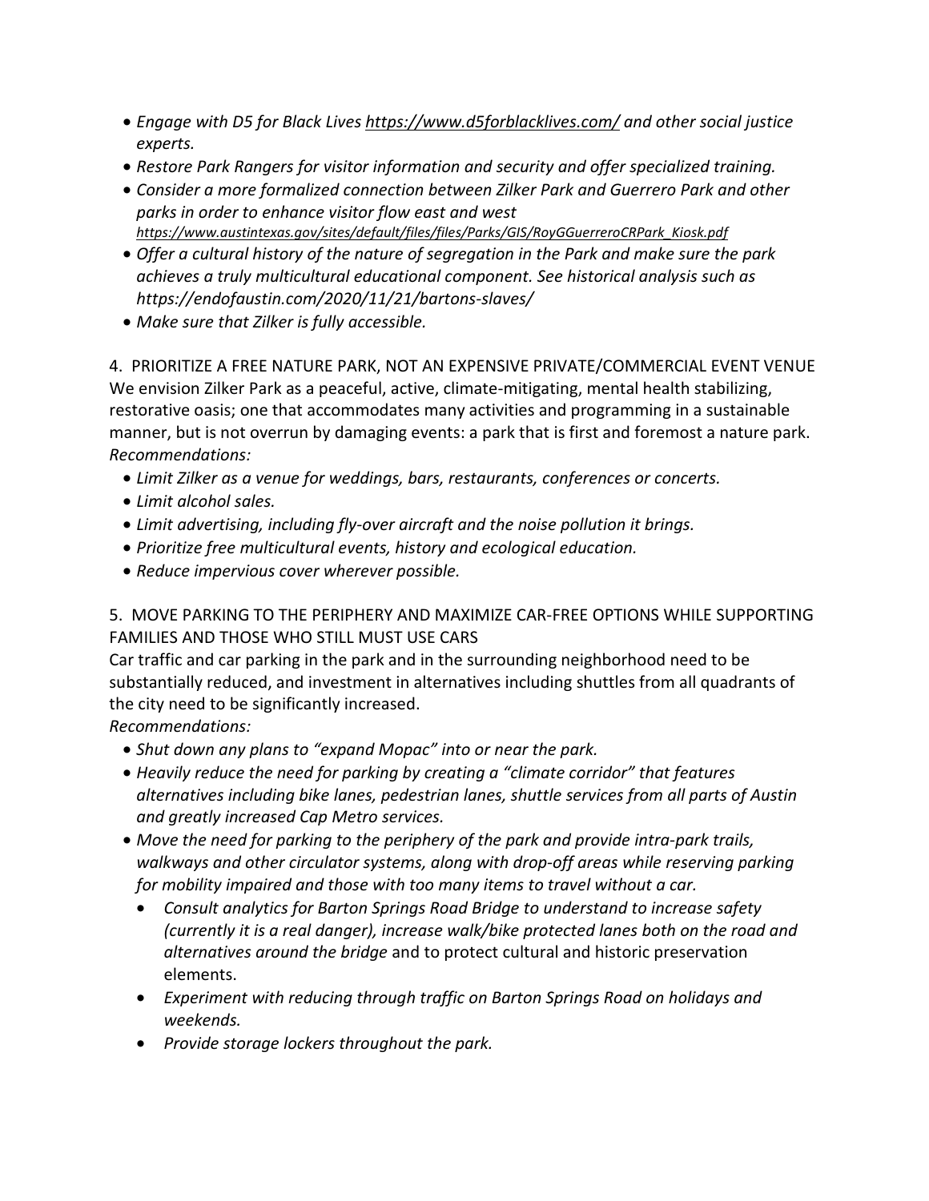- *Engage with D5 for Black Lives https://www.d5forblacklives.com/ and other social justice experts.*
- *Restore Park Rangers for visitor information and security and offer specialized training.*
- *Consider a more formalized connection between Zilker Park and Guerrero Park and other parks in order to enhance visitor flow east and west https://www.austintexas.gov/sites/default/files/files/Parks/GIS/RoyGGuerreroCRPark_Kiosk.pdf*
- *Offer a cultural history of the nature of segregation in the Park and make sure the park achieves a truly multicultural educational component. See historical analysis such as https://endofaustin.com/2020/11/21/bartons-slaves/*
- *Make sure that Zilker is fully accessible.*

4. PRIORITIZE A FREE NATURE PARK, NOT AN EXPENSIVE PRIVATE/COMMERCIAL EVENT VENUE

We envision Zilker Park as a peaceful, active, climate-mitigating, mental health stabilizing, restorative oasis; one that accommodates many activities and programming in a sustainable manner, but is not overrun by damaging events: a park that is first and foremost a nature park.

*Recommendations:*

- *Limit Zilker as a venue for weddings, bars, restaurants, conferences or concerts.*
- *Limit alcohol sales.*
- *Limit advertising, including fly-over aircraft and the noise pollution it brings.*
- *Prioritize free multicultural events, history and ecological education.*
- *Reduce impervious cover wherever possible.*

5. MOVE PARKING TO THE PERIPHERY AND MAXIMIZE CAR-FREE OPTIONS WHILE SUPPORTING FAMILIES AND THOSE WHO STILL MUST USE CARS

Car traffic and car parking in the park and in the surrounding neighborhood need to be substantially reduced, and investment in alternatives including shuttles from all quadrants of the city need to be significantly increased.

*Recommendations:*

- *Shut down any plans to "expand Mopac" into or near the park.*
- *Heavily reduce the need for parking by creating a "climate corridor" that features alternatives including bike lanes, pedestrian lanes, shuttle services from all parts of Austin and greatly increased Cap Metro services.*
- *Move the need for parking to the periphery of the park and provide intra-park trails, walkways and other circulator systems, along with drop-off areas while reserving parking for mobility impaired and those with too many items to travel without a car.*
  - *Consult analytics for Barton Springs Road Bridge to understand to increase safety (currently it is a real danger), increase walk/bike protected lanes both on the road and alternatives around the bridge* and to protect cultural and historic preservation elements.
  - *Experiment with reducing through traffic on Barton Springs Road on holidays and weekends.*
  - *Provide storage lockers throughout the park.*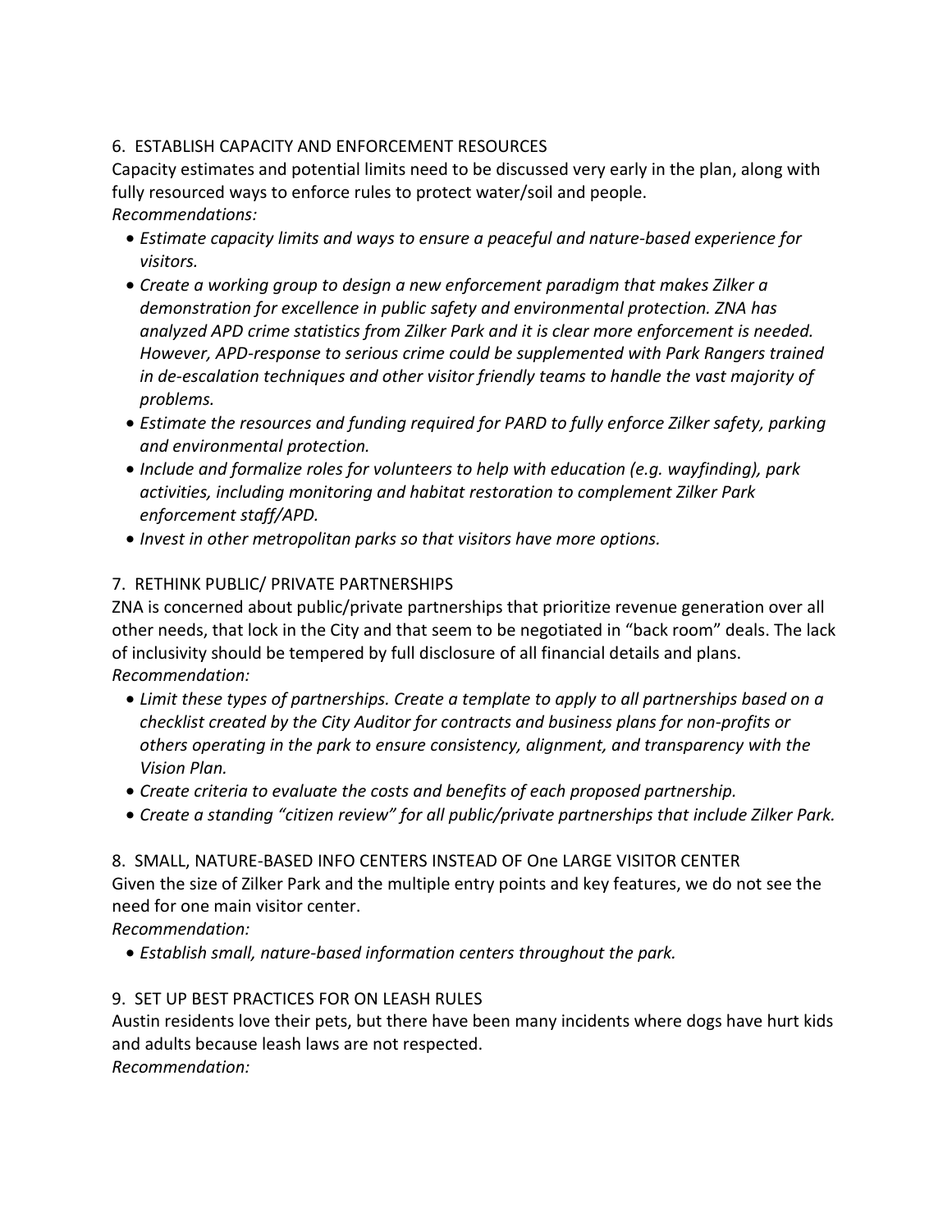## 6. ESTABLISH CAPACITY AND ENFORCEMENT RESOURCES

Capacity estimates and potential limits need to be discussed very early in the plan, along with fully resourced ways to enforce rules to protect water/soil and people.

*Recommendations:*

- *Estimate capacity limits and ways to ensure a peaceful and nature-based experience for visitors.*
- *Create a working group to design a new enforcement paradigm that makes Zilker a demonstration for excellence in public safety and environmental protection. ZNA has analyzed APD crime statistics from Zilker Park and it is clear more enforcement is needed. However, APD-response to serious crime could be supplemented with Park Rangers trained in de-escalation techniques and other visitor friendly teams to handle the vast majority of problems.*
- *Estimate the resources and funding required for PARD to fully enforce Zilker safety, parking and environmental protection.*
- *Include and formalize roles for volunteers to help with education (e.g. wayfinding), park activities, including monitoring and habitat restoration to complement Zilker Park enforcement staff/APD.*
- *Invest in other metropolitan parks so that visitors have more options.*

## 7. RETHINK PUBLIC/ PRIVATE PARTNERSHIPS

ZNA is concerned about public/private partnerships that prioritize revenue generation over all other needs, that lock in the City and that seem to be negotiated in "back room" deals. The lack of inclusivity should be tempered by full disclosure of all financial details and plans.

*Recommendation:*

- *Limit these types of partnerships. Create a template to apply to all partnerships based on a checklist created by the City Auditor for contracts and business plans for non-profits or others operating in the park to ensure consistency, alignment, and transparency with the Vision Plan.*
- *Create criteria to evaluate the costs and benefits of each proposed partnership.*
- *Create a standing "citizen review" for all public/private partnerships that include Zilker Park.*

## 8. SMALL, NATURE-BASED INFO CENTERS INSTEAD OF One LARGE VISITOR CENTER

Given the size of Zilker Park and the multiple entry points and key features, we do not see the need for one main visitor center.

*Recommendation:*

- *Establish small, nature-based information centers throughout the park.*

## 9. SET UP BEST PRACTICES FOR ON LEASH RULES

Austin residents love their pets, but there have been many incidents where dogs have hurt kids and adults because leash laws are not respected.

*Recommendation:*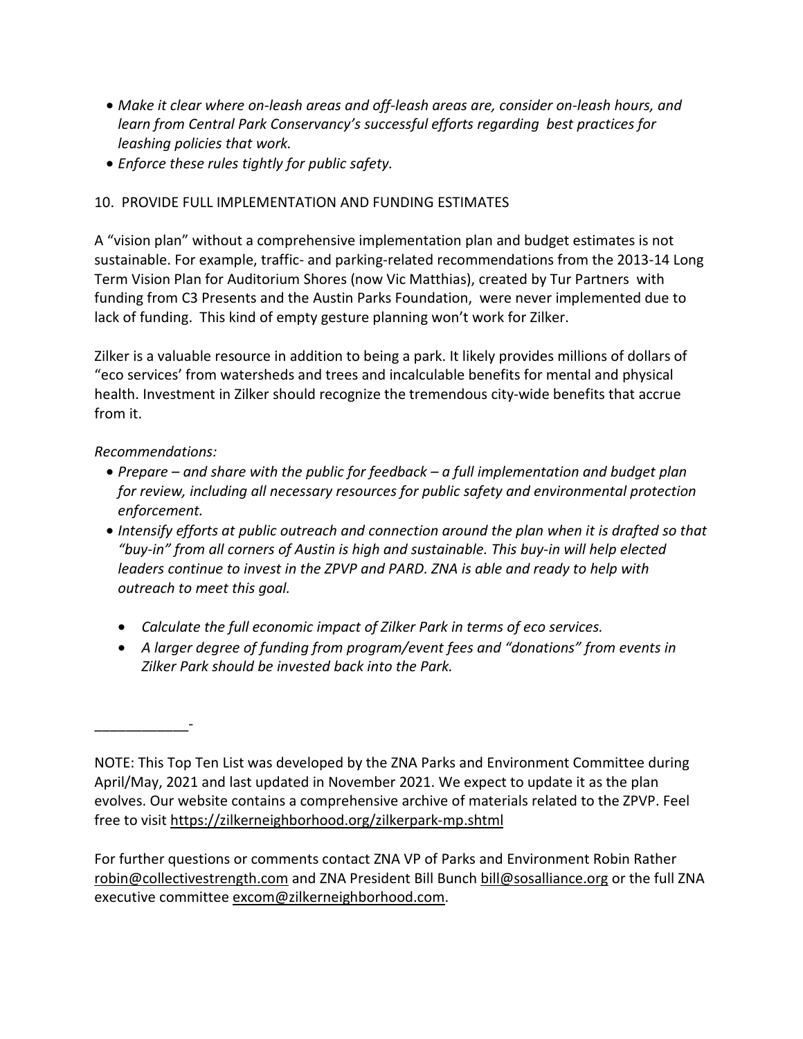- *Make it clear where on-leash areas and off-leash areas are, consider on-leash hours, and learn from Central Park Conservancy's successful efforts regarding best practices for leashing policies that work.*
- *Enforce these rules tightly for public safety.*

## 10. PROVIDE FULL IMPLEMENTATION AND FUNDING ESTIMATES

A "vision plan" without a comprehensive implementation plan and budget estimates is not sustainable. For example, traffic- and parking-related recommendations from the 2013-14 Long Term Vision Plan for Auditorium Shores (now Vic Matthias), created by Tur Partners with funding from C3 Presents and the Austin Parks Foundation, were never implemented due to lack of funding. This kind of empty gesture planning won't work for Zilker.

Zilker is a valuable resource in addition to being a park. It likely provides millions of dollars of "eco services' from watersheds and trees and incalculable benefits for mental and physical health. Investment in Zilker should recognize the tremendous city-wide benefits that accrue from it.

*Recommendations:*

- *Prepare – and share with the public for feedback – a full implementation and budget plan for review, including all necessary resources for public safety and environmental protection enforcement.*
- *Intensify efforts at public outreach and connection around the plan when it is drafted so that "buy-in" from all corners of Austin is high and sustainable. This buy-in will help elected leaders continue to invest in the ZPVP and PARD. ZNA is able and ready to help with outreach to meet this goal.*
    - *Calculate the full economic impact of Zilker Park in terms of eco services.*
    - *A larger degree of funding from program/event fees and "donations" from events in Zilker Park should be invested back into the Park.*

____________-

NOTE: This Top Ten List was developed by the ZNA Parks and Environment Committee during April/May, 2021 and last updated in November 2021. We expect to update it as the plan evolves. Our website contains a comprehensive archive of materials related to the ZPVP. Feel free to visit https://zilkerneighborhood.org/zilkerpark-mp.shtml

For further questions or comments contact ZNA VP of Parks and Environment Robin Rather robin@collectivestrength.com and ZNA President Bill Bunch bill@sosalliance.org or the full ZNA executive committee excom@zilkerneighborhood.com.